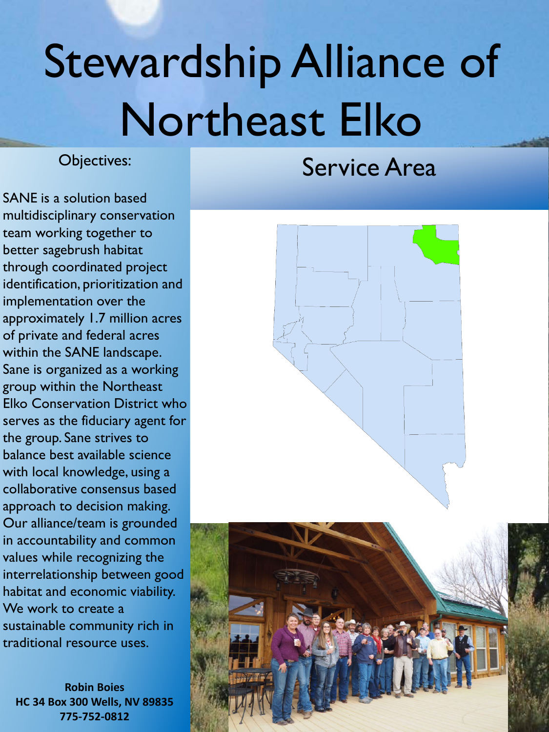# Stewardship Alliance of Northeast Elko

## Objectives:

SANE is a solution based multidisciplinary conservation team working together to better sagebrush habitat through coordinated project identification, prioritization and implementation over the approximately 1.7 million acres of private and federal acres within the SANE landscape. Sane is organized as a working group within the Northeast Elko Conservation District who serves as the fiduciary agent for the group. Sane strives to balance best available science with local knowledge, using a collaborative consensus based approach to decision making. Our alliance/team is grounded in accountability and common values while recognizing the interrelationship between good habitat and economic viability. We work to create a sustainable community rich in traditional resource uses.

**Robin Boies**
**HC 34 Box 300 Wells, NV 89835**
**775-752-0812**

## Service Area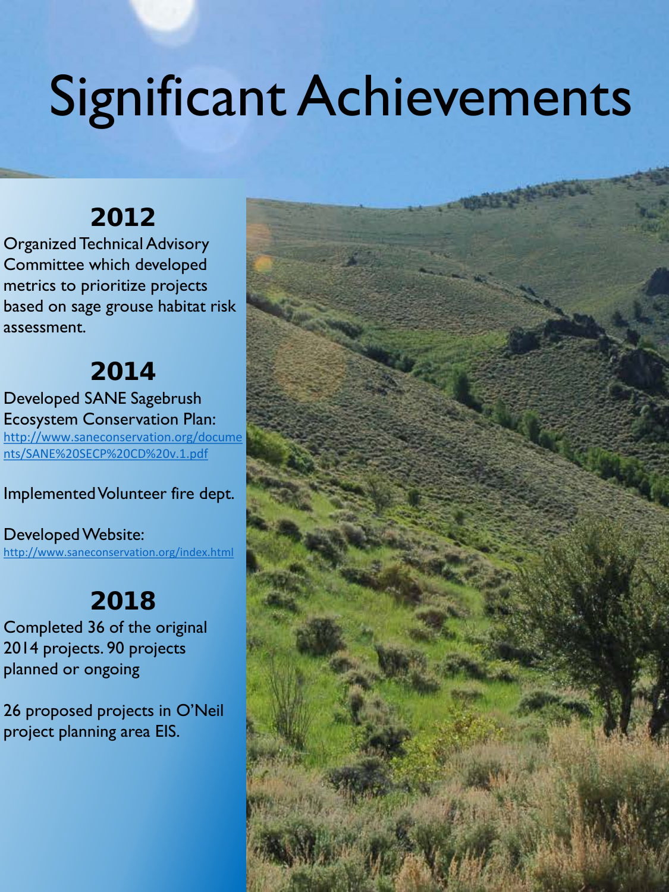# Significant Achievements

## 2012

Organized Technical Advisory Committee which developed metrics to prioritize projects based on sage grouse habitat risk assessment.

## 2014

Developed SANE Sagebrush Ecosystem Conservation Plan: http://www.saneconservation.org/documents/SANE%20SECP%20CD%20v.1.pdf

Implemented Volunteer fire dept.

Developed Website: http://www.saneconservation.org/index.html

## 2018

Completed 36 of the original 2014 projects. 90 projects planned or ongoing

26 proposed projects in O'Neil project planning area EIS.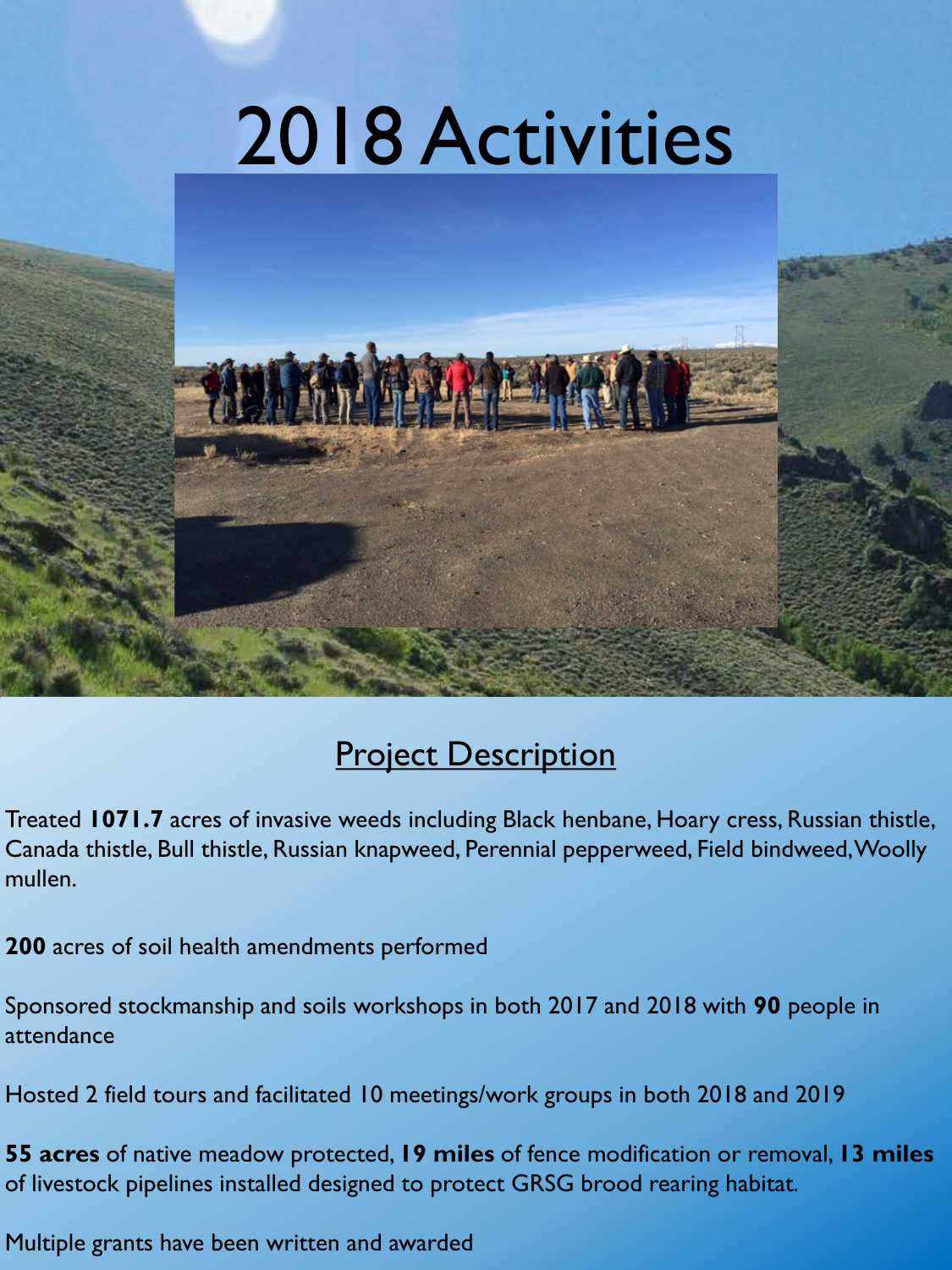# 2018 Activities

## Project Description

Treated **1071.7** acres of invasive weeds including Black henbane, Hoary cress, Russian thistle, Canada thistle, Bull thistle, Russian knapweed, Perennial pepperweed, Field bindweed, Woolly mullen.

**200** acres of soil health amendments performed

Sponsored stockmanship and soils workshops in both 2017 and 2018 with **90** people in attendance

Hosted 2 field tours and facilitated 10 meetings/work groups in both 2018 and 2019

**55 acres** of native meadow protected, **19 miles** of fence modification or removal, **13 miles** of livestock pipelines installed designed to protect GRSG brood rearing habitat.

Multiple grants have been written and awarded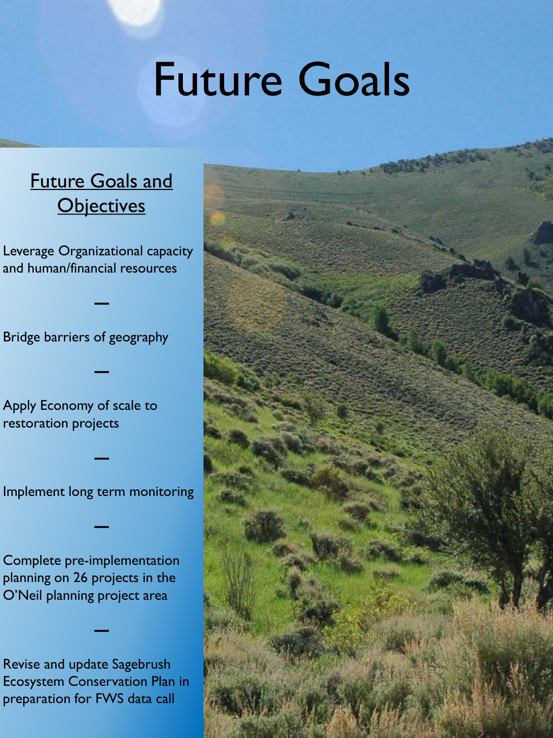# Future Goals

## Future Goals and Objectives

Leverage Organizational capacity and human/financial resources

—

Bridge barriers of geography

—

Apply Economy of scale to restoration projects

—

Implement long term monitoring

—

Complete pre-implementation planning on 26 projects in the O'Neil planning project area

—

Revise and update Sagebrush Ecosystem Conservation Plan in preparation for FWS data call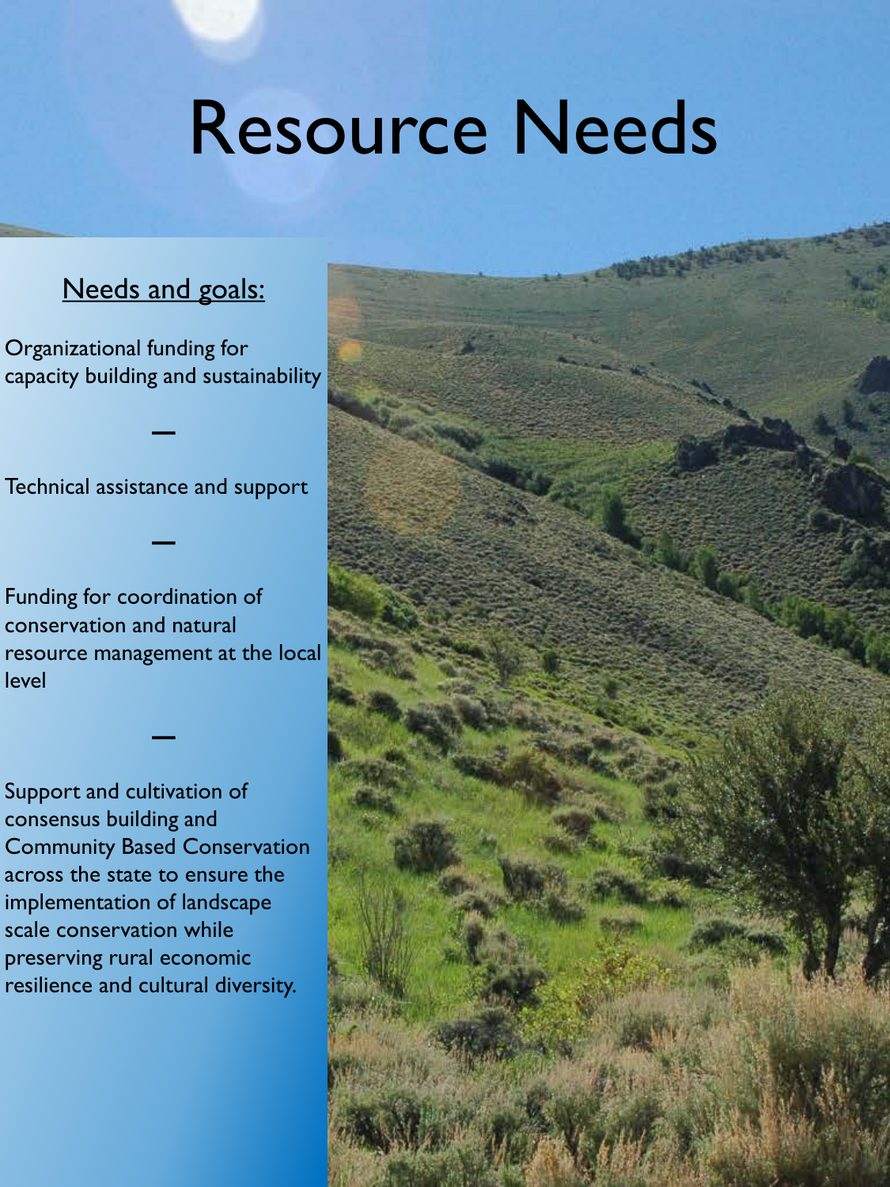# Resource Needs

<u>Needs and goals:</u>

Organizational funding for capacity building and sustainability

—

Technical assistance and support

—

Funding for coordination of conservation and natural resource management at the local level

—

Support and cultivation of consensus building and Community Based Conservation across the state to ensure the implementation of landscape scale conservation while preserving rural economic resilience and cultural diversity.